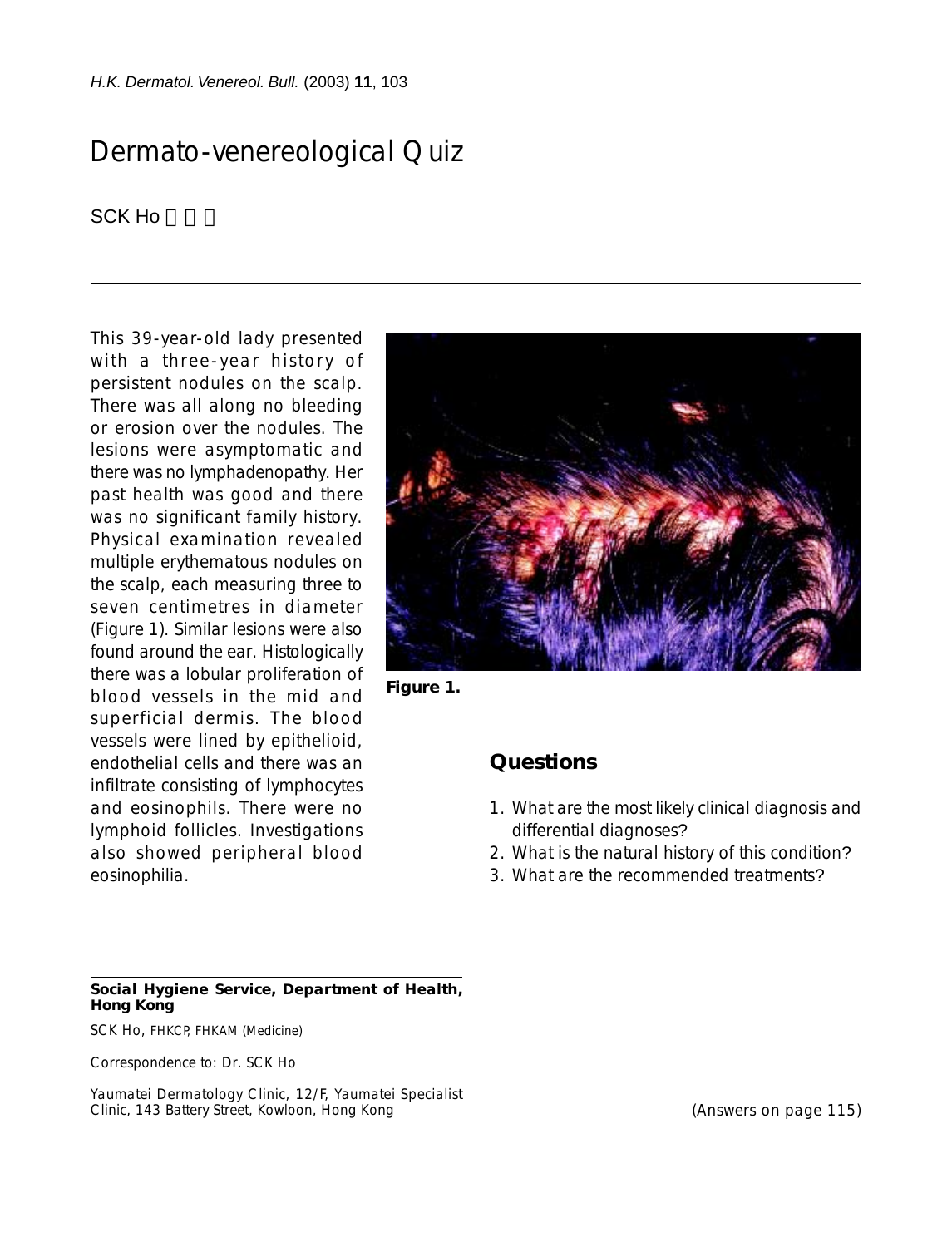# Dermato-venereological Quiz

SCK Ho

This 39-year-old lady presented with a three-year history of persistent nodules on the scalp. There was all along no bleeding or erosion over the nodules. The lesions were asymptomatic and there was no lymphadenopathy. Her past health was good and there was no significant family history. Physical examination revealed multiple erythematous nodules on the scalp, each measuring three to seven centimetres in diameter (Figure 1). Similar lesions were also found around the ear. Histologically there was a lobular proliferation of blood vessels in the mid and superficial dermis. The blood vessels were lined by epithelioid, endothelial cells and there was an infiltrate consisting of lymphocytes and eosinophils. There were no lymphoid follicles. Investigations also showed peripheral blood eosinophilia.

**Figure 1.**

## Questions

1. What are the most likely clinical diagnosis and differential diagnoses?
2. What is the natural history of this condition?
3. What are the recommended treatments?

**Social Hygiene Service, Department of Health, Hong Kong**

SCK Ho, FHKCP, FHKAM (Medicine)

Correspondence to: Dr. SCK Ho

Yaumatei Dermatology Clinic, 12/F, Yaumatei Specialist Clinic, 143 Battery Street, Kowloon, Hong Kong

(Answers on page 115)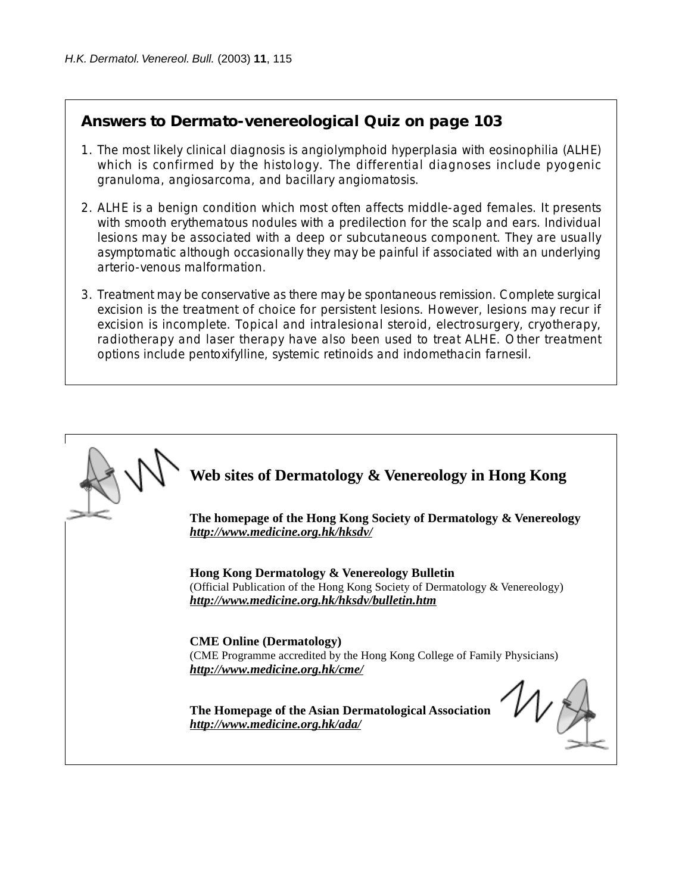## Answers to Dermato-venereological Quiz on page 103

1. The most likely clinical diagnosis is angiolymphoid hyperplasia with eosinophilia (ALHE) which is confirmed by the histology. The differential diagnoses include pyogenic granuloma, angiosarcoma, and bacillary angiomatosis.

2. ALHE is a benign condition which most often affects middle-aged females. It presents with smooth erythematous nodules with a predilection for the scalp and ears. Individual lesions may be associated with a deep or subcutaneous component. They are usually asymptomatic although occasionally they may be painful if associated with an underlying arterio-venous malformation.

3. Treatment may be conservative as there may be spontaneous remission. Complete surgical excision is the treatment of choice for persistent lesions. However, lesions may recur if excision is incomplete. Topical and intralesional steroid, electrosurgery, cryotherapy, radiotherapy and laser therapy have also been used to treat ALHE. Other treatment options include pentoxifylline, systemic retinoids and indomethacin farnesil.

## Web sites of Dermatology & Venereology in Hong Kong

**The homepage of the Hong Kong Society of Dermatology & Venereology**
***http://www.medicine.org.hk/hksdv/***

**Hong Kong Dermatology & Venereology Bulletin**
(Official Publication of the Hong Kong Society of Dermatology & Venereology)
***http://www.medicine.org.hk/hksdv/bulletin.htm***

**CME Online (Dermatology)**
(CME Programme accredited by the Hong Kong College of Family Physicians)
***http://www.medicine.org.hk/cme/***

**The Homepage of the Asian Dermatological Association**
***http://www.medicine.org.hk/ada/***